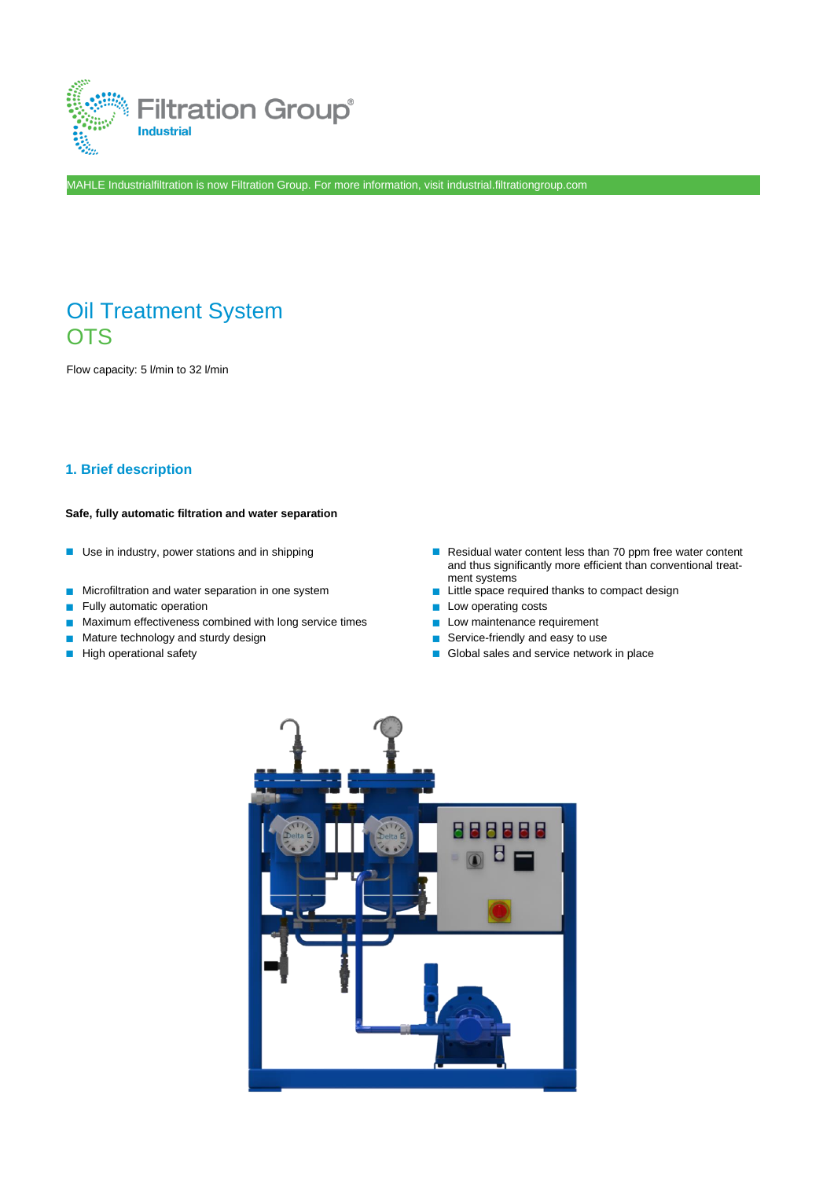Filtration Group®
Industrial

MAHLE Industrialfiltration is now Filtration Group. For more information, visit industrial.filtrationgroup.com

# Oil Treatment System
# OTS

Flow capacity: 5 l/min to 32 l/min

## 1. Brief description

**Safe, fully automatic filtration and water separation**

- Use in industry, power stations and in shipping
- Microfiltration and water separation in one system
- Fully automatic operation
- Maximum effectiveness combined with long service times
- Mature technology and sturdy design
- High operational safety
- Residual water content less than 70 ppm free water content and thus significantly more efficient than conventional treatment systems
- Little space required thanks to compact design
- Low operating costs
- Low maintenance requirement
- Service-friendly and easy to use
- Global sales and service network in place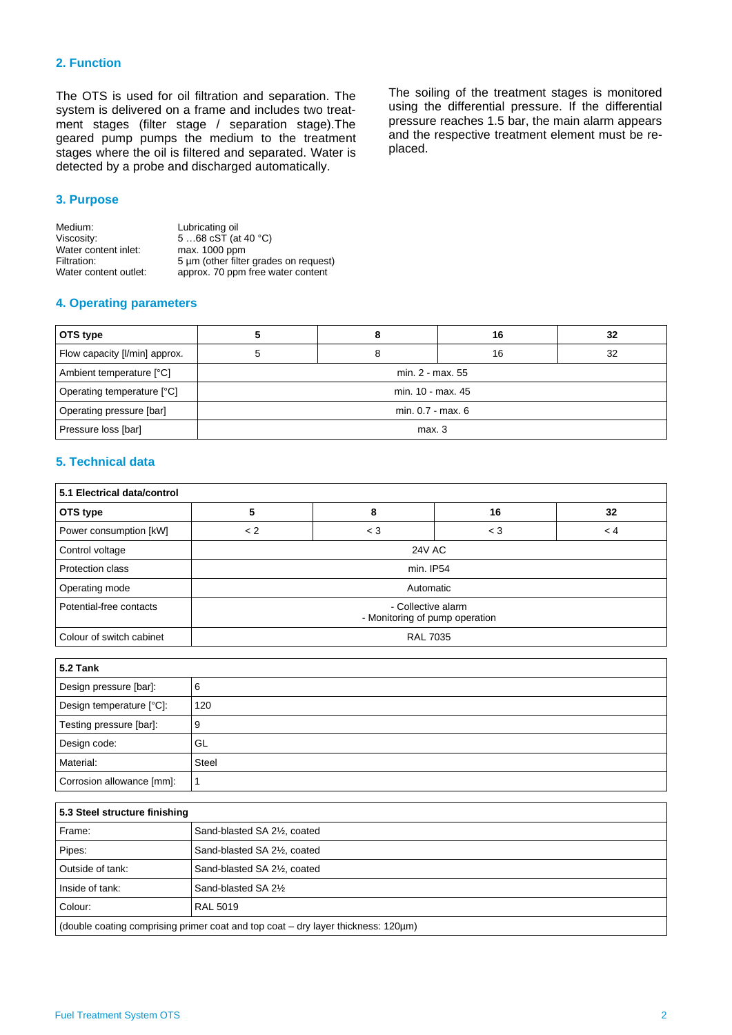## 2. Function

The OTS is used for oil filtration and separation. The system is delivered on a frame and includes two treatment stages (filter stage / separation stage).The geared pump pumps the medium to the treatment stages where the oil is filtered and separated. Water is detected by a probe and discharged automatically.

The soiling of the treatment stages is monitored using the differential pressure. If the differential pressure reaches 1.5 bar, the main alarm appears and the respective treatment element must be replaced.

## 3. Purpose

| | |
|---|---|
| Medium: | Lubricating oil |
| Viscosity: | 5 …68 cST (at 40 °C) |
| Water content inlet: | max. 1000 ppm |
| Filtration: | 5 µm (other filter grades on request) |
| Water content outlet: | approx. 70 ppm free water content |

## 4. Operating parameters

| OTS type | 5 | 8 | 16 | 32 |
|---|---|---|---|---|
| Flow capacity [l/min] approx. | 5 | 8 | 16 | 32 |
| Ambient temperature [°C] | min. 2 - max. 55 | | | |
| Operating temperature [°C] | min. 10 - max. 45 | | | |
| Operating pressure [bar] | min. 0.7 - max. 6 | | | |
| Pressure loss [bar] | max. 3 | | | |

## 5. Technical data

| 5.1 Electrical data/control | | | | |
|---|---|---|---|---|
| **OTS type** | **5** | **8** | **16** | **32** |
| Power consumption [kW] | < 2 | < 3 | < 3 | < 4 |
| Control voltage | 24V AC | | | |
| Protection class | min. IP54 | | | |
| Operating mode | Automatic | | | |
| Potential-free contacts | - Collective alarm<br>- Monitoring of pump operation | | | |
| Colour of switch cabinet | RAL 7035 | | | |

| 5.2 Tank | |
|---|---|
| Design pressure [bar]: | 6 |
| Design temperature [°C]: | 120 |
| Testing pressure [bar]: | 9 |
| Design code: | GL |
| Material: | Steel |
| Corrosion allowance [mm]: | 1 |

| 5.3 Steel structure finishing | |
|---|---|
| Frame: | Sand-blasted SA 2½, coated |
| Pipes: | Sand-blasted SA 2½, coated |
| Outside of tank: | Sand-blasted SA 2½, coated |
| Inside of tank: | Sand-blasted SA 2½ |
| Colour: | RAL 5019 |
| (double coating comprising primer coat and top coat – dry layer thickness: 120µm) | |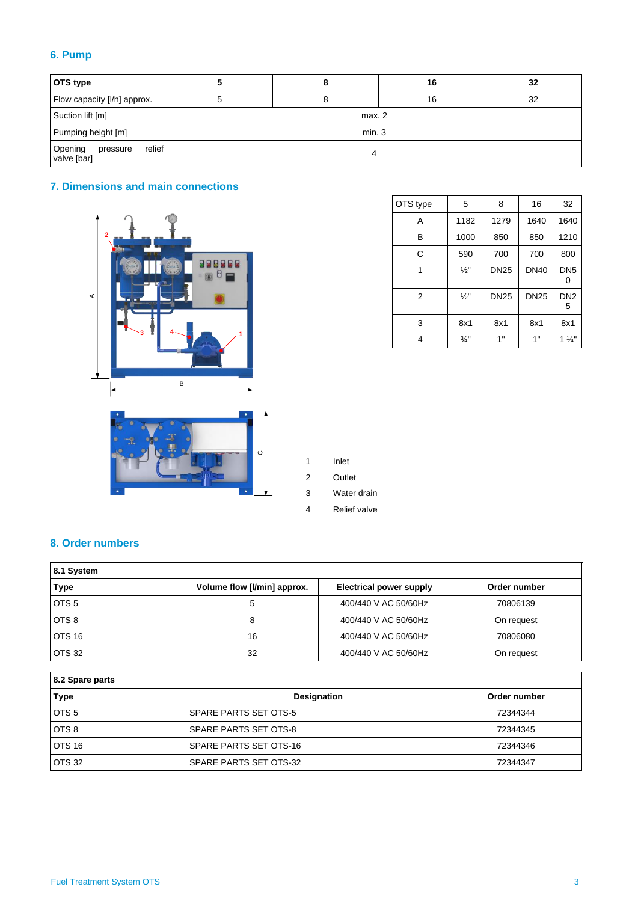## 6. Pump

| OTS type | 5 | 8 | 16 | 32 |
|---|---|---|---|---|
| Flow capacity [l/h] approx. | 5 | 8 | 16 | 32 |
| Suction lift [m] | max. 2 | | | |
| Pumping height [m] | min. 3 | | | |
| Opening pressure relief valve [bar] | 4 | | | |

## 7. Dimensions and main connections

| OTS type | 5 | 8 | 16 | 32 |
|---|---|---|---|---|
| A | 1182 | 1279 | 1640 | 1640 |
| B | 1000 | 850 | 850 | 1210 |
| C | 590 | 700 | 700 | 800 |
| 1 | ½" | DN25 | DN40 | DN50 |
| 2 | ½" | DN25 | DN25 | DN25 |
| 3 | 8x1 | 8x1 | 8x1 | 8x1 |
| 4 | ¾" | 1" | 1" | 1 ¼" |

1 Inlet
2 Outlet
3 Water drain
4 Relief valve

## 8. Order numbers

| 8.1 System | | | |
|---|---|---|---|
| **Type** | **Volume flow [l/min] approx.** | **Electrical power supply** | **Order number** |
| OTS 5 | 5 | 400/440 V AC 50/60Hz | 70806139 |
| OTS 8 | 8 | 400/440 V AC 50/60Hz | On request |
| OTS 16 | 16 | 400/440 V AC 50/60Hz | 70806080 |
| OTS 32 | 32 | 400/440 V AC 50/60Hz | On request |

| 8.2 Spare parts | | |
|---|---|---|
| **Type** | **Designation** | **Order number** |
| OTS 5 | SPARE PARTS SET OTS-5 | 72344344 |
| OTS 8 | SPARE PARTS SET OTS-8 | 72344345 |
| OTS 16 | SPARE PARTS SET OTS-16 | 72344346 |
| OTS 32 | SPARE PARTS SET OTS-32 | 72344347 |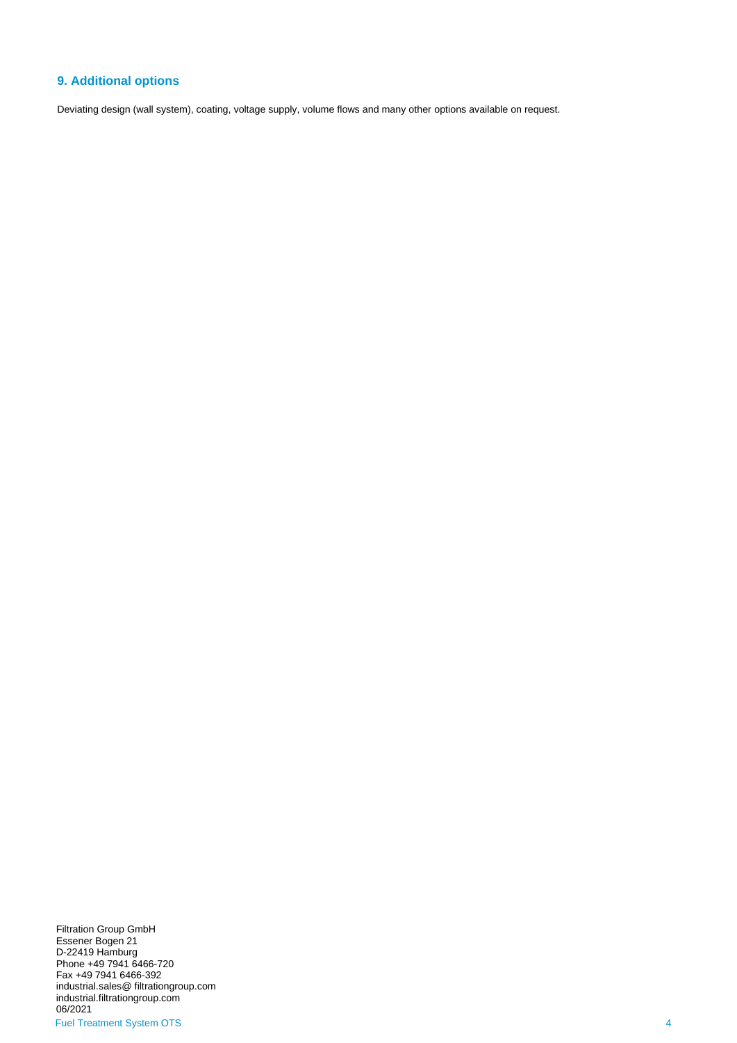## 9. Additional options

Deviating design (wall system), coating, voltage supply, volume flows and many other options available on request.

Filtration Group GmbH
Essener Bogen 21
D-22419 Hamburg
Phone +49 7941 6466-720
Fax +49 7941 6466-392
industrial.sales@ filtrationgroup.com
industrial.filtrationgroup.com
06/2021